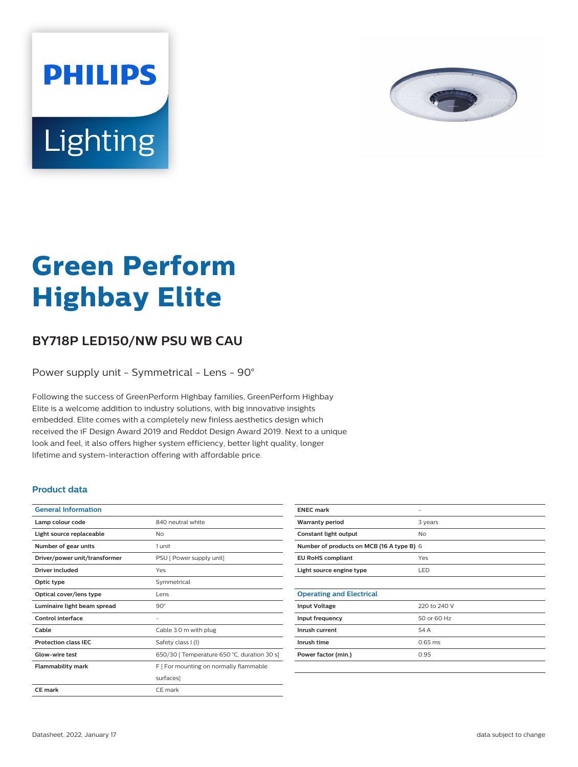PHILIPS

Lighting

# Green Perform Highbay Elite

## BY718P LED150/NW PSU WB CAU

Power supply unit - Symmetrical - Lens - 90°

Following the success of GreenPerform Highbay families, GreenPerform Highbay Elite is a welcome addition to industry solutions, with big innovative insights embedded. Elite comes with a completely new finless aesthetics design which received the iF Design Award 2019 and Reddot Design Award 2019. Next to a unique look and feel, it also offers higher system efficiency, better light quality, longer lifetime and system-interaction offering with affordable price.

### Product data

| General Information | |
|---|---|
| Lamp colour code | 840 neutral white |
| Light source replaceable | No |
| Number of gear units | 1 unit |
| Driver/power unit/transformer | PSU [ Power supply unit] |
| Driver included | Yes |
| Optic type | Symmetrical |
| Optical cover/lens type | Lens |
| Luminaire light beam spread | 90° |
| Control interface | - |
| Cable | Cable 3.0 m with plug |
| Protection class IEC | Safety class I (I) |
| Glow-wire test | 650/30 [ Temperature 650 °C, duration 30 s] |
| Flammability mark | F [ For mounting on normally flammable surfaces] |
| CE mark | CE mark |
| ENEC mark | - |
| Warranty period | 3 years |
| Constant light output | No |
| Number of products on MCB (16 A type B) | 6 |
| EU RoHS compliant | Yes |
| Light source engine type | LED |

| Operating and Electrical | |
|---|---|
| Input Voltage | 220 to 240 V |
| Input frequency | 50 or 60 Hz |
| Inrush current | 54 A |
| Inrush time | 0.65 ms |
| Power factor (min.) | 0.95 |

Datasheet, 2022, January 17

data subject to change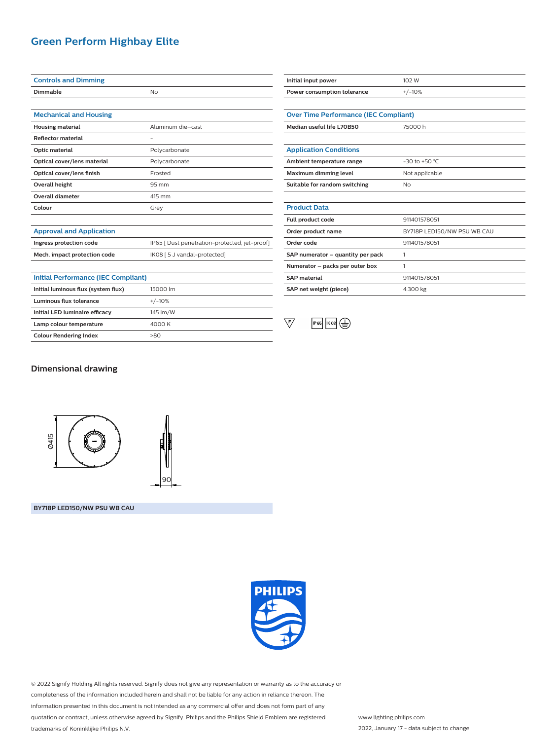## Green Perform Highbay Elite

| Controls and Dimming | |
|---|---|
| Dimmable | No |

| Mechanical and Housing | |
|---|---|
| Housing material | Aluminum die-cast |
| Reflector material | - |
| Optic material | Polycarbonate |
| Optical cover/lens material | Polycarbonate |
| Optical cover/lens finish | Frosted |
| Overall height | 95 mm |
| Overall diameter | 415 mm |
| Colour | Grey |

| Approval and Application | |
|---|---|
| Ingress protection code | IP65 [ Dust penetration-protected, jet-proof] |
| Mech. impact protection code | IK08 [ 5 J vandal-protected] |

| Initial Performance (IEC Compliant) | |
|---|---|
| Initial luminous flux (system flux) | 15000 lm |
| Luminous flux tolerance | +/-10% |
| Initial LED luminaire efficacy | 145 lm/W |
| Lamp colour temperature | 4000 K |
| Colour Rendering Index | >80 |

| | |
|---|---|
| Initial input power | 102 W |
| Power consumption tolerance | +/-10% |

| Over Time Performance (IEC Compliant) | |
|---|---|
| Median useful life L70B50 | 75000 h |

| Application Conditions | |
|---|---|
| Ambient temperature range | -30 to +50 °C |
| Maximum dimming level | Not applicable |
| Suitable for random switching | No |

| Product Data | |
|---|---|
| Full product code | 911401578051 |
| Order product name | BY718P LED150/NW PSU WB CAU |
| Order code | 911401578051 |
| SAP numerator – quantity per pack | 1 |
| Numerator – packs per outer box | 1 |
| SAP material | 911401578051 |
| SAP net weight (piece) | 4.300 kg |

F IP65 IK08

### Dimensional drawing

Ø415

90

**BY718P LED150/NW PSU WB CAU**

© 2022 Signify Holding All rights reserved. Signify does not give any representation or warranty as to the accuracy or completeness of the information included herein and shall not be liable for any action in reliance thereon. The information presented in this document is not intended as any commercial offer and does not form part of any quotation or contract, unless otherwise agreed by Signify. Philips and the Philips Shield Emblem are registered trademarks of Koninklijke Philips N.V.

www.lighting.philips.com

2022, January 17 - data subject to change